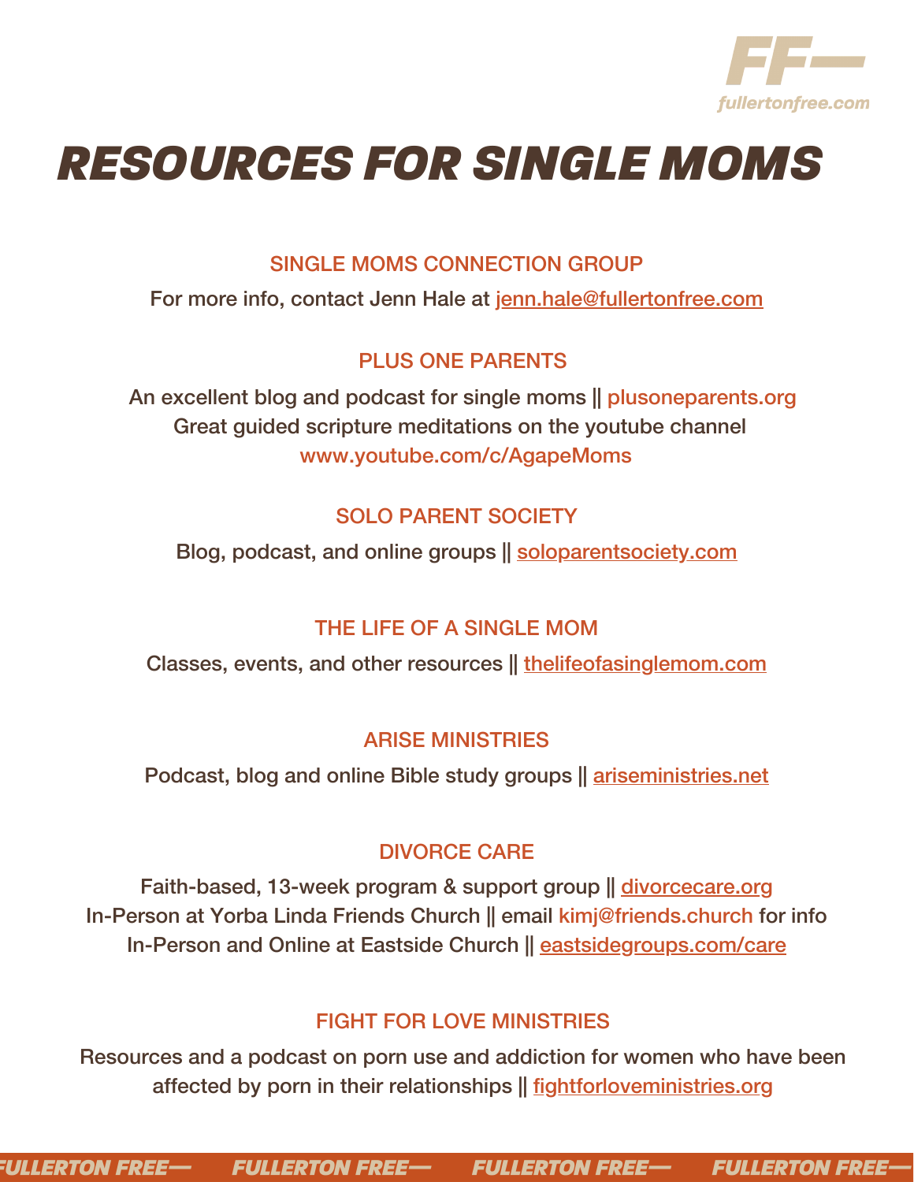# RESOURCES FOR SINGLE MOMS

## SINGLE MOMS CONNECTION GROUP

For more info, contact Jenn Hale at jenn.hale@fullertonfree.com

## PLUS ONE PARENTS

An excellent blog and podcast for single moms || plusoneparents.org
Great guided scripture meditations on the youtube channel
www.youtube.com/c/AgapeMoms

## SOLO PARENT SOCIETY

Blog, podcast, and online groups || soloparentsociety.com

## THE LIFE OF A SINGLE MOM

Classes, events, and other resources || thelifeofasinglemom.com

## ARISE MINISTRIES

Podcast, blog and online Bible study groups || ariseministries.net

## DIVORCE CARE

Faith-based, 13-week program & support group || divorcecare.org
In-Person at Yorba Linda Friends Church || email kimj@friends.church for info
In-Person and Online at Eastside Church || eastsidegroups.com/care

## FIGHT FOR LOVE MINISTRIES

Resources and a podcast on porn use and addiction for women who have been affected by porn in their relationships || fightforloveministries.org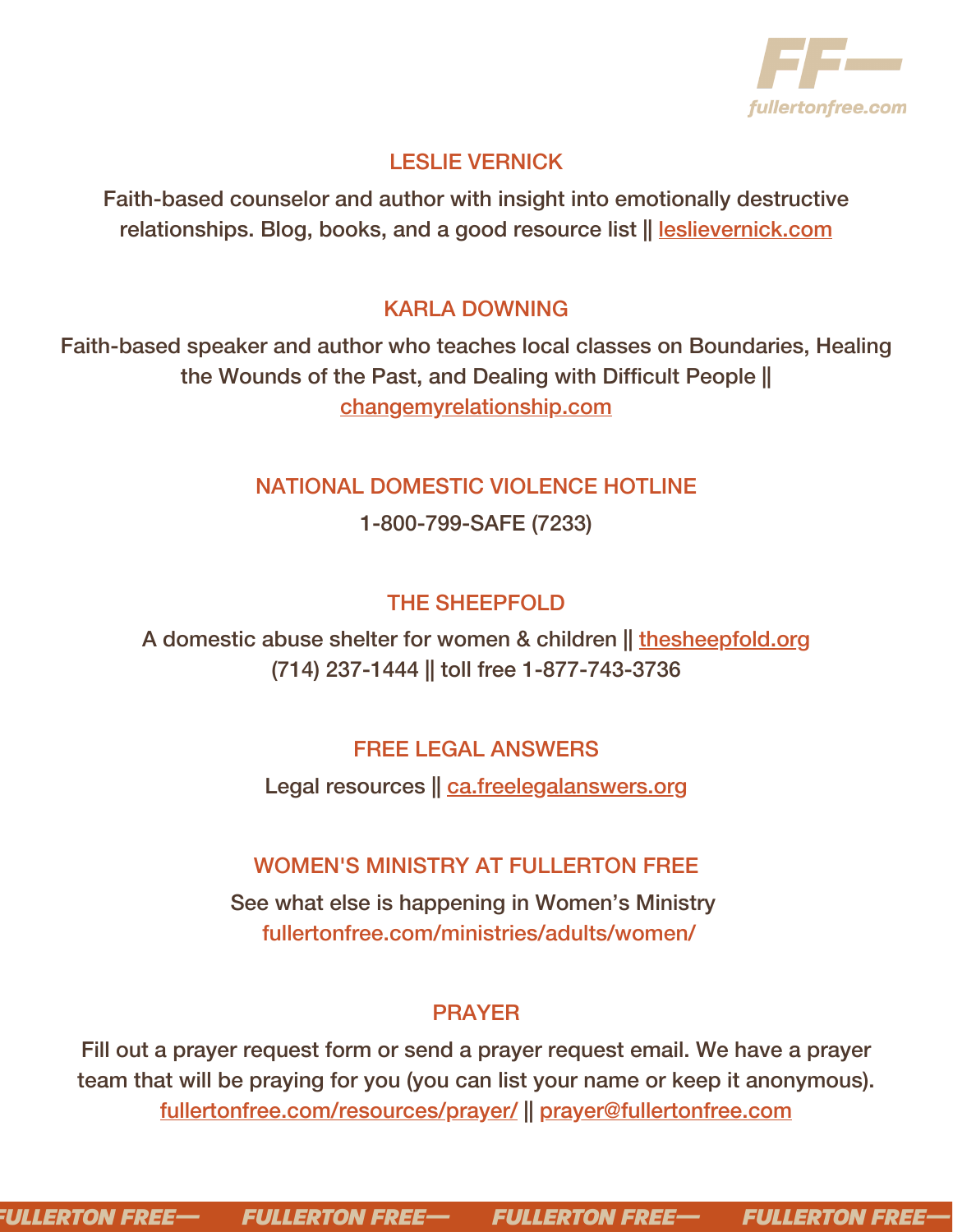## LESLIE VERNICK

Faith-based counselor and author with insight into emotionally destructive relationships. Blog, books, and a good resource list || leslievernick.com

## KARLA DOWNING

Faith-based speaker and author who teaches local classes on Boundaries, Healing the Wounds of the Past, and Dealing with Difficult People || changemyrelationship.com

## NATIONAL DOMESTIC VIOLENCE HOTLINE

1-800-799-SAFE (7233)

## THE SHEEPFOLD

A domestic abuse shelter for women & children || thesheepfold.org
(714) 237-1444 || toll free 1-877-743-3736

## FREE LEGAL ANSWERS

Legal resources || ca.freelegalanswers.org

## WOMEN'S MINISTRY AT FULLERTON FREE

See what else is happening in Women's Ministry
fullertonfree.com/ministries/adults/women/

## PRAYER

Fill out a prayer request form or send a prayer request email. We have a prayer team that will be praying for you (you can list your name or keep it anonymous).
fullertonfree.com/resources/prayer/ || prayer@fullertonfree.com